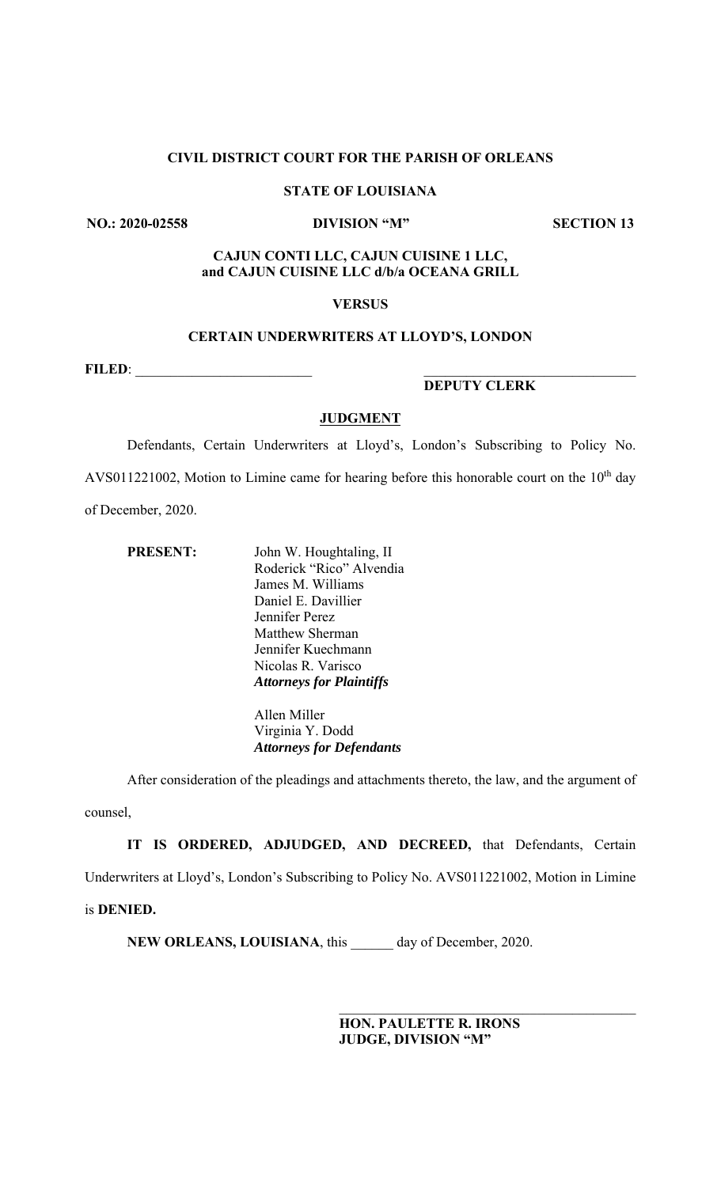**CIVIL DISTRICT COURT FOR THE PARISH OF ORLEANS**

**STATE OF LOUISIANA**

**NO.: 2020-02558** **DIVISION "M"** **SECTION 13**

**CAJUN CONTI LLC, CAJUN CUISINE 1 LLC, and CAJUN CUISINE LLC d/b/a OCEANA GRILL**

**VERSUS**

**CERTAIN UNDERWRITERS AT LLOYD'S, LONDON**

**FILED**: ________________________ ________________________
**DEPUTY CLERK**

## JUDGMENT

Defendants, Certain Underwriters at Lloyd's, London's Subscribing to Policy No. AVS011221002, Motion to Limine came for hearing before this honorable court on the 10th day of December, 2020.

**PRESENT:**

John W. Houghtaling, II
Roderick "Rico" Alvendia
James M. Williams
Daniel E. Davillier
Jennifer Perez
Matthew Sherman
Jennifer Kuechmann
Nicolas R. Varisco
***Attorneys for Plaintiffs***

Allen Miller
Virginia Y. Dodd
***Attorneys for Defendants***

After consideration of the pleadings and attachments thereto, the law, and the argument of counsel,

**IT IS ORDERED, ADJUDGED, AND DECREED,** that Defendants, Certain Underwriters at Lloyd's, London's Subscribing to Policy No. AVS011221002, Motion in Limine is **DENIED.**

**NEW ORLEANS, LOUISIANA**, this ______ day of December, 2020.

________________________________
**HON. PAULETTE R. IRONS**
**JUDGE, DIVISION "M"**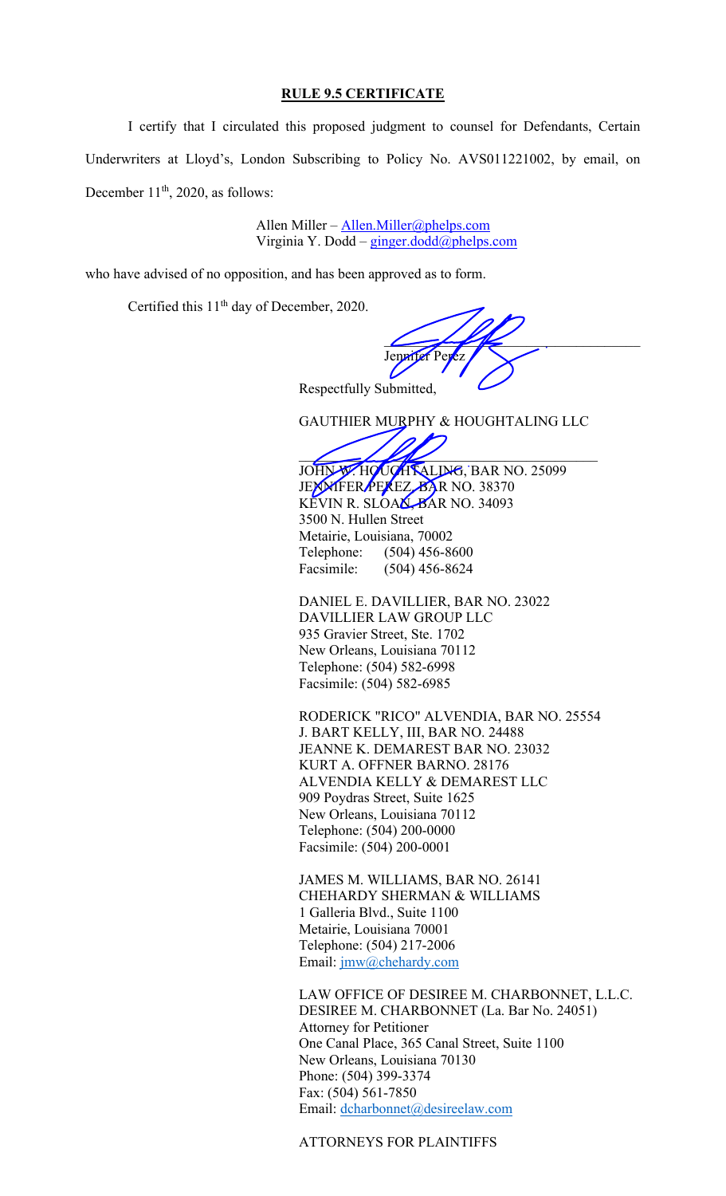## RULE 9.5 CERTIFICATE

I certify that I circulated this proposed judgment to counsel for Defendants, Certain Underwriters at Lloyd's, London Subscribing to Policy No. AVS011221002, by email, on December 11th, 2020, as follows:

Allen Miller – Allen.Miller@phelps.com
Virginia Y. Dodd – ginger.dodd@phelps.com

who have advised of no opposition, and has been approved as to form.

Certified this 11th day of December, 2020.

Jennifer Perez

Respectfully Submitted,

GAUTHIER MURPHY & HOUGHTALING LLC

JOHN W. HOUGHTALING, BAR NO. 25099
JENNIFER PEREZ, BAR NO. 38370
KEVIN R. SLOAN, BAR NO. 34093
3500 N. Hullen Street
Metairie, Louisiana, 70002
Telephone: (504) 456-8600
Facsimile: (504) 456-8624

DANIEL E. DAVILLIER, BAR NO. 23022
DAVILLIER LAW GROUP LLC
935 Gravier Street, Ste. 1702
New Orleans, Louisiana 70112
Telephone: (504) 582-6998
Facsimile: (504) 582-6985

RODERICK "RICO" ALVENDIA, BAR NO. 25554
J. BART KELLY, III, BAR NO. 24488
JEANNE K. DEMAREST BAR NO. 23032
KURT A. OFFNER BARNO. 28176
ALVENDIA KELLY & DEMAREST LLC
909 Poydras Street, Suite 1625
New Orleans, Louisiana 70112
Telephone: (504) 200-0000
Facsimile: (504) 200-0001

JAMES M. WILLIAMS, BAR NO. 26141
CHEHARDY SHERMAN & WILLIAMS
1 Galleria Blvd., Suite 1100
Metairie, Louisiana 70001
Telephone: (504) 217-2006
Email: jmw@chehardy.com

LAW OFFICE OF DESIREE M. CHARBONNET, L.L.C.
DESIREE M. CHARBONNET (La. Bar No. 24051)
Attorney for Petitioner
One Canal Place, 365 Canal Street, Suite 1100
New Orleans, Louisiana 70130
Phone: (504) 399-3374
Fax: (504) 561-7850
Email: dcharbonnet@desireelaw.com

ATTORNEYS FOR PLAINTIFFS